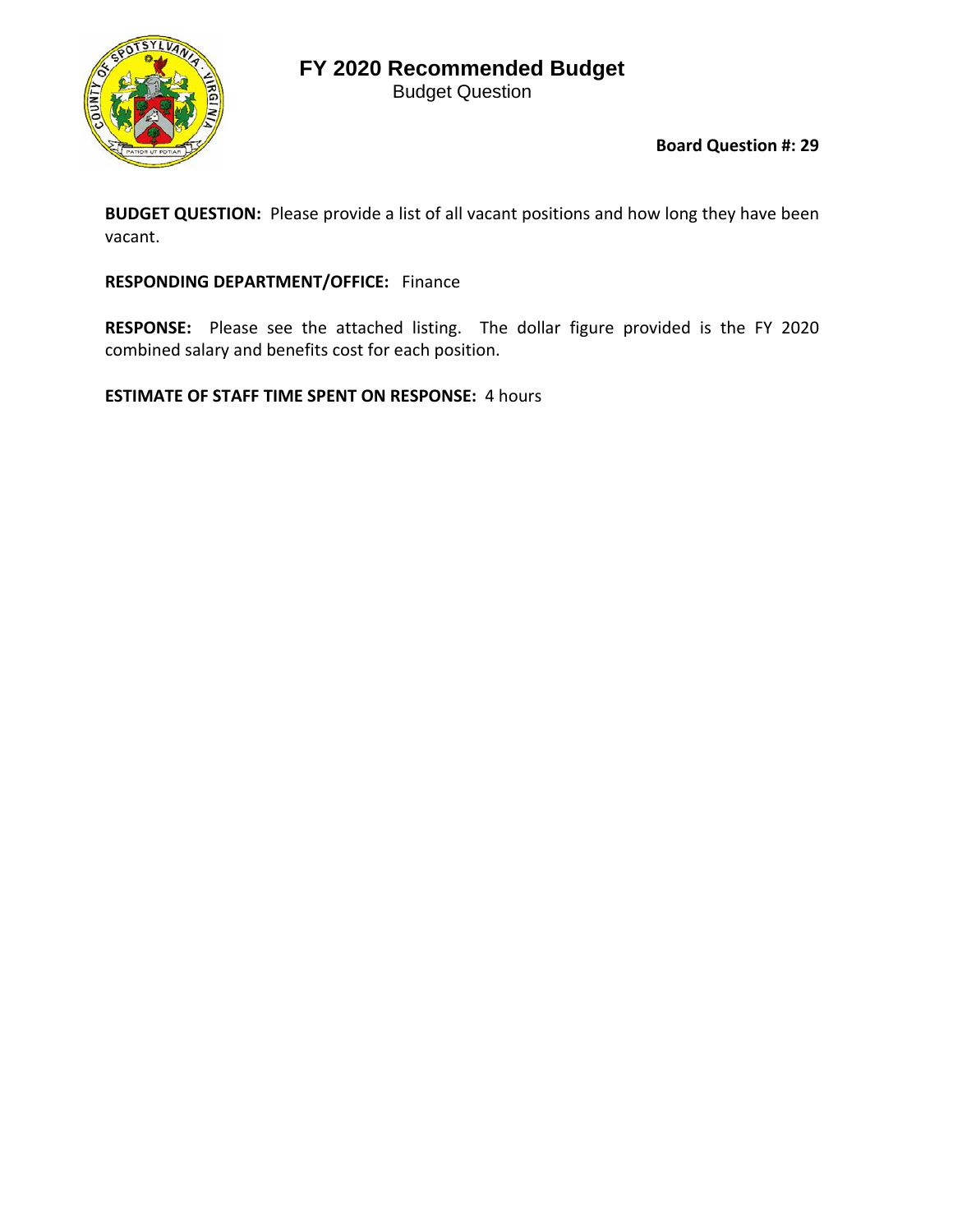# FY 2020 Recommended Budget

Budget Question

**Board Question #: 29**

**BUDGET QUESTION:** Please provide a list of all vacant positions and how long they have been vacant.

**RESPONDING DEPARTMENT/OFFICE:** Finance

**RESPONSE:** Please see the attached listing. The dollar figure provided is the FY 2020 combined salary and benefits cost for each position.

**ESTIMATE OF STAFF TIME SPENT ON RESPONSE:** 4 hours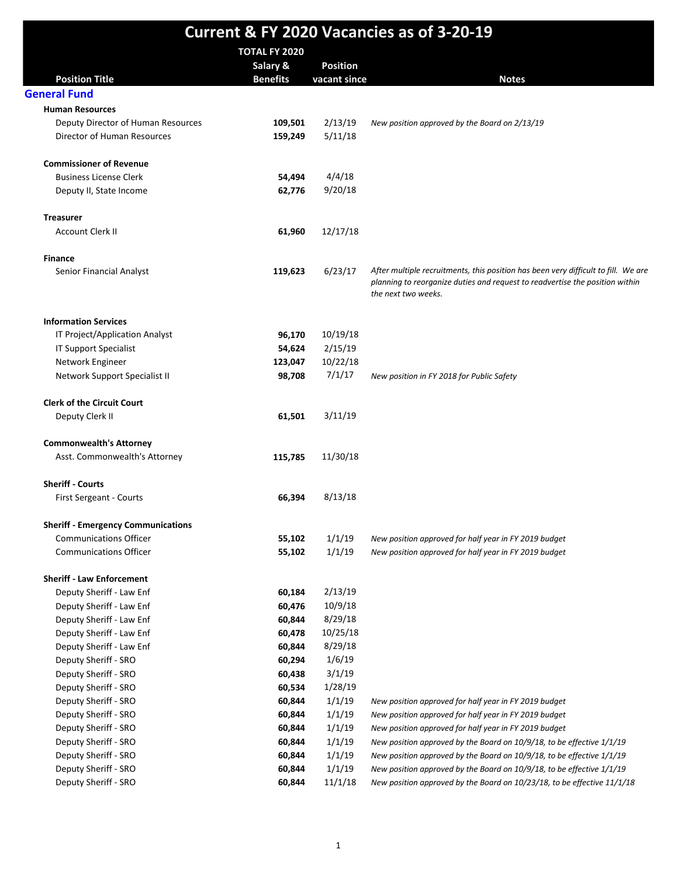# Current & FY 2020 Vacancies as of 3-20-19

| Position Title | TOTAL FY 2020 Salary & Benefits | Position vacant since | Notes |
|---|---|---|---|
| **General Fund** | | | |
| **Human Resources** | | | |
| Deputy Director of Human Resources | 109,501 | 2/13/19 | *New position approved by the Board on 2/13/19* |
| Director of Human Resources | 159,249 | 5/11/18 | |
| **Commissioner of Revenue** | | | |
| Business License Clerk | 54,494 | 4/4/18 | |
| Deputy II, State Income | 62,776 | 9/20/18 | |
| **Treasurer** | | | |
| Account Clerk II | 61,960 | 12/17/18 | |
| **Finance** | | | |
| Senior Financial Analyst | 119,623 | 6/23/17 | *After multiple recruitments, this position has been very difficult to fill. We are planning to reorganize duties and request to readvertise the position within the next two weeks.* |
| **Information Services** | | | |
| IT Project/Application Analyst | 96,170 | 10/19/18 | |
| IT Support Specialist | 54,624 | 2/15/19 | |
| Network Engineer | 123,047 | 10/22/18 | |
| Network Support Specialist II | 98,708 | 7/1/17 | *New position in FY 2018 for Public Safety* |
| **Clerk of the Circuit Court** | | | |
| Deputy Clerk II | 61,501 | 3/11/19 | |
| **Commonwealth's Attorney** | | | |
| Asst. Commonwealth's Attorney | 115,785 | 11/30/18 | |
| **Sheriff - Courts** | | | |
| First Sergeant - Courts | 66,394 | 8/13/18 | |
| **Sheriff - Emergency Communications** | | | |
| Communications Officer | 55,102 | 1/1/19 | *New position approved for half year in FY 2019 budget* |
| Communications Officer | 55,102 | 1/1/19 | *New position approved for half year in FY 2019 budget* |
| **Sheriff - Law Enforcement** | | | |
| Deputy Sheriff - Law Enf | 60,184 | 2/13/19 | |
| Deputy Sheriff - Law Enf | 60,476 | 10/9/18 | |
| Deputy Sheriff - Law Enf | 60,844 | 8/29/18 | |
| Deputy Sheriff - Law Enf | 60,478 | 10/25/18 | |
| Deputy Sheriff - Law Enf | 60,844 | 8/29/18 | |
| Deputy Sheriff - SRO | 60,294 | 1/6/19 | |
| Deputy Sheriff - SRO | 60,438 | 3/1/19 | |
| Deputy Sheriff - SRO | 60,534 | 1/28/19 | |
| Deputy Sheriff - SRO | 60,844 | 1/1/19 | *New position approved for half year in FY 2019 budget* |
| Deputy Sheriff - SRO | 60,844 | 1/1/19 | *New position approved for half year in FY 2019 budget* |
| Deputy Sheriff - SRO | 60,844 | 1/1/19 | *New position approved for half year in FY 2019 budget* |
| Deputy Sheriff - SRO | 60,844 | 1/1/19 | *New position approved by the Board on 10/9/18, to be effective 1/1/19* |
| Deputy Sheriff - SRO | 60,844 | 1/1/19 | *New position approved by the Board on 10/9/18, to be effective 1/1/19* |
| Deputy Sheriff - SRO | 60,844 | 1/1/19 | *New position approved by the Board on 10/9/18, to be effective 1/1/19* |
| Deputy Sheriff - SRO | 60,844 | 11/1/18 | *New position approved by the Board on 10/23/18, to be effective 11/1/18* |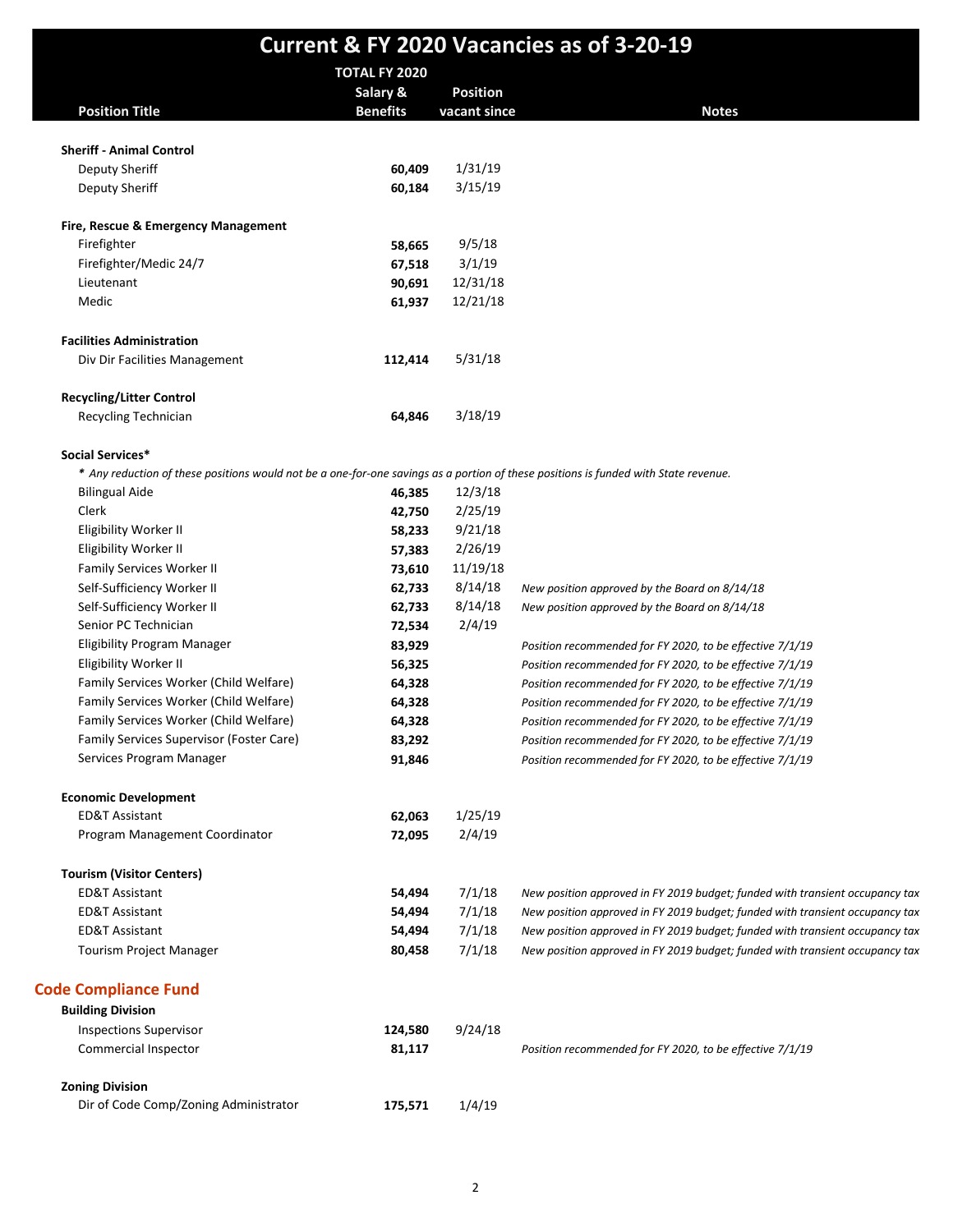# Current & FY 2020 Vacancies as of 3-20-19

| Position Title | TOTAL FY 2020 Salary & Benefits | Position vacant since | Notes |
|---|---|---|---|
| **Sheriff - Animal Control** | | | |
| Deputy Sheriff | **60,409** | 1/31/19 | |
| Deputy Sheriff | **60,184** | 3/15/19 | |
| **Fire, Rescue & Emergency Management** | | | |
| Firefighter | **58,665** | 9/5/18 | |
| Firefighter/Medic 24/7 | **67,518** | 3/1/19 | |
| Lieutenant | **90,691** | 12/31/18 | |
| Medic | **61,937** | 12/21/18 | |
| **Facilities Administration** | | | |
| Div Dir Facilities Management | **112,414** | 5/31/18 | |
| **Recycling/Litter Control** | | | |
| Recycling Technician | **64,846** | 3/18/19 | |
| **Social Services*** | | | |
| *\* Any reduction of these positions would not be a one-for-one savings as a portion of these positions is funded with State revenue.* | | | |
| Bilingual Aide | **46,385** | 12/3/18 | |
| Clerk | **42,750** | 2/25/19 | |
| Eligibility Worker II | **58,233** | 9/21/18 | |
| Eligibility Worker II | **57,383** | 2/26/19 | |
| Family Services Worker II | **73,610** | 11/19/18 | |
| Self-Sufficiency Worker II | **62,733** | 8/14/18 | *New position approved by the Board on 8/14/18* |
| Self-Sufficiency Worker II | **62,733** | 8/14/18 | *New position approved by the Board on 8/14/18* |
| Senior PC Technician | **72,534** | 2/4/19 | |
| Eligibility Program Manager | **83,929** | | *Position recommended for FY 2020, to be effective 7/1/19* |
| Eligibility Worker II | **56,325** | | *Position recommended for FY 2020, to be effective 7/1/19* |
| Family Services Worker (Child Welfare) | **64,328** | | *Position recommended for FY 2020, to be effective 7/1/19* |
| Family Services Worker (Child Welfare) | **64,328** | | *Position recommended for FY 2020, to be effective 7/1/19* |
| Family Services Worker (Child Welfare) | **64,328** | | *Position recommended for FY 2020, to be effective 7/1/19* |
| Family Services Supervisor (Foster Care) | **83,292** | | *Position recommended for FY 2020, to be effective 7/1/19* |
| Services Program Manager | **91,846** | | *Position recommended for FY 2020, to be effective 7/1/19* |
| **Economic Development** | | | |
| ED&T Assistant | **62,063** | 1/25/19 | |
| Program Management Coordinator | **72,095** | 2/4/19 | |
| **Tourism (Visitor Centers)** | | | |
| ED&T Assistant | **54,494** | 7/1/18 | *New position approved in FY 2019 budget; funded with transient occupancy tax* |
| ED&T Assistant | **54,494** | 7/1/18 | *New position approved in FY 2019 budget; funded with transient occupancy tax* |
| ED&T Assistant | **54,494** | 7/1/18 | *New position approved in FY 2019 budget; funded with transient occupancy tax* |
| Tourism Project Manager | **80,458** | 7/1/18 | *New position approved in FY 2019 budget; funded with transient occupancy tax* |
| **Code Compliance Fund** | | | |
| **Building Division** | | | |
| Inspections Supervisor | **124,580** | 9/24/18 | |
| Commercial Inspector | **81,117** | | *Position recommended for FY 2020, to be effective 7/1/19* |
| **Zoning Division** | | | |
| Dir of Code Comp/Zoning Administrator | **175,571** | 1/4/19 | |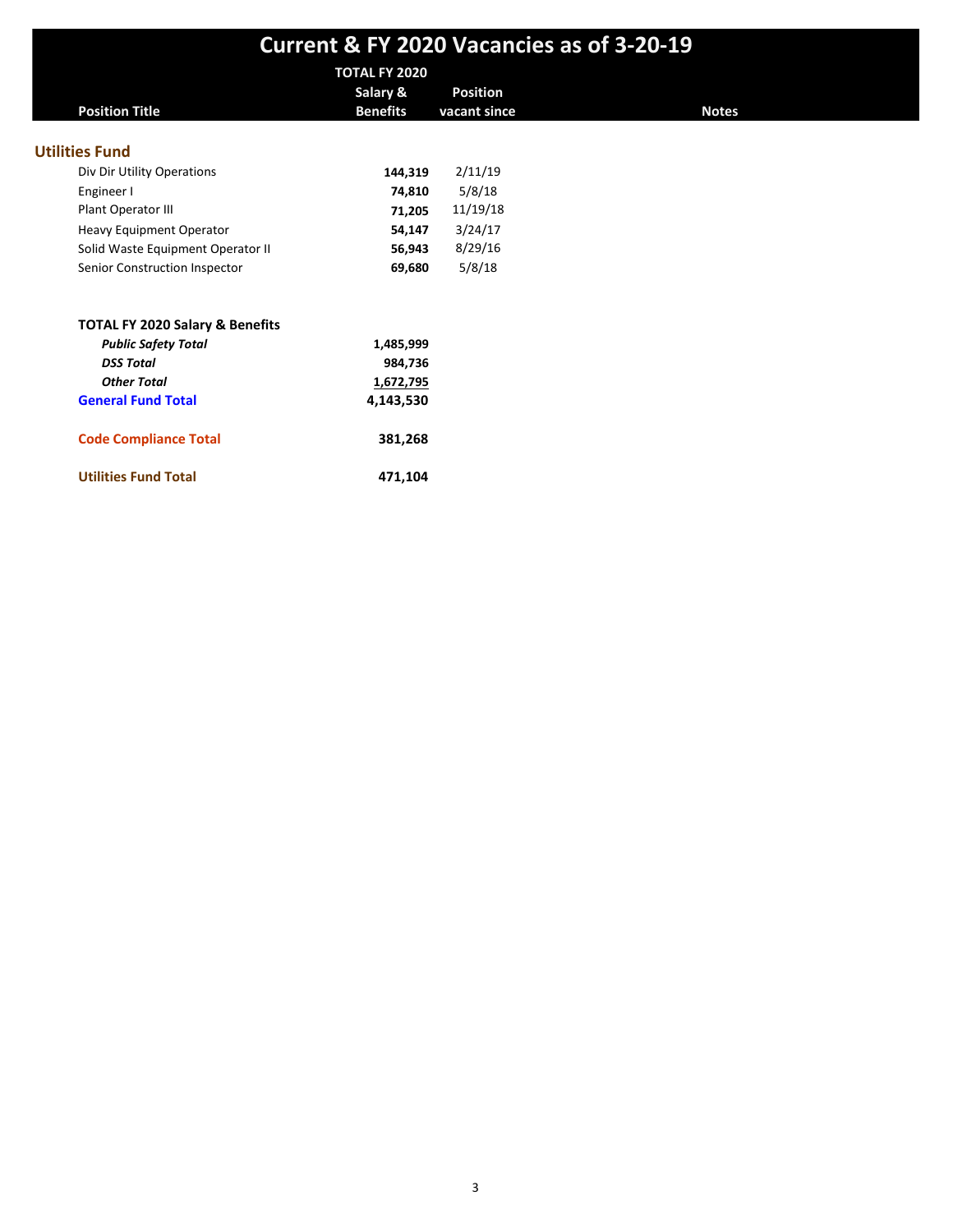# Current & FY 2020 Vacancies as of 3-20-19

| Position Title | TOTAL FY 2020 Salary & Benefits | Position vacant since | Notes |
|---|---|---|---|
| **Utilities Fund** | | | |
| Div Dir Utility Operations | **144,319** | 2/11/19 | |
| Engineer I | **74,810** | 5/8/18 | |
| Plant Operator III | **71,205** | 11/19/18 | |
| Heavy Equipment Operator | **54,147** | 3/24/17 | |
| Solid Waste Equipment Operator II | **56,943** | 8/29/16 | |
| Senior Construction Inspector | **69,680** | 5/8/18 | |

| | |
|---|---|
| **TOTAL FY 2020 Salary & Benefits** | |
| ***Public Safety Total*** | **1,485,999** |
| ***DSS Total*** | **984,736** |
| ***Other Total*** | **1,672,795** |
| **General Fund Total** | **4,143,530** |
| **Code Compliance Total** | **381,268** |
| **Utilities Fund Total** | **471,104** |